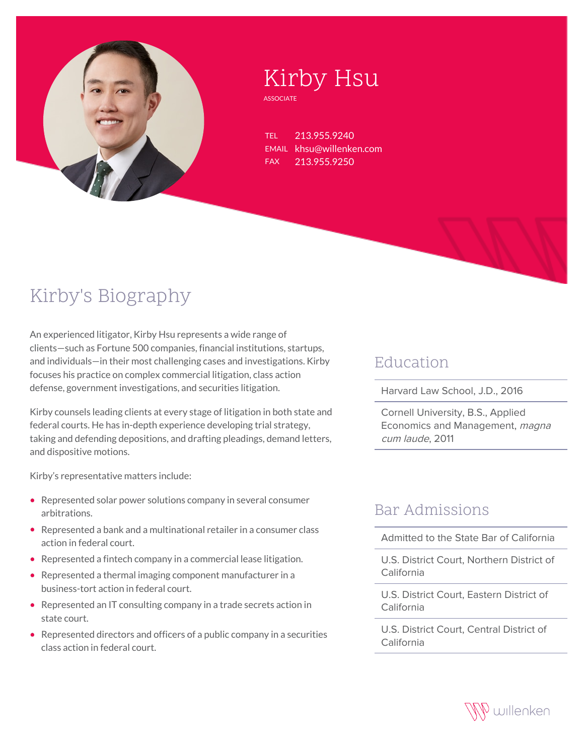# Kirby Hsu

ASSOCIATE

TEL 213.955.9240
EMAIL khsu@willenken.com
FAX 213.955.9250

## Kirby's Biography

An experienced litigator, Kirby Hsu represents a wide range of clients—such as Fortune 500 companies, financial institutions, startups, and individuals—in their most challenging cases and investigations. Kirby focuses his practice on complex commercial litigation, class action defense, government investigations, and securities litigation.

Kirby counsels leading clients at every stage of litigation in both state and federal courts. He has in-depth experience developing trial strategy, taking and defending depositions, and drafting pleadings, demand letters, and dispositive motions.

Kirby's representative matters include:

- Represented solar power solutions company in several consumer arbitrations.
- Represented a bank and a multinational retailer in a consumer class action in federal court.
- Represented a fintech company in a commercial lease litigation.
- Represented a thermal imaging component manufacturer in a business-tort action in federal court.
- Represented an IT consulting company in a trade secrets action in state court.
- Represented directors and officers of a public company in a securities class action in federal court.

## Education

Harvard Law School, J.D., 2016

Cornell University, B.S., Applied Economics and Management, *magna cum laude*, 2011

## Bar Admissions

Admitted to the State Bar of California

U.S. District Court, Northern District of California

U.S. District Court, Eastern District of California

U.S. District Court, Central District of California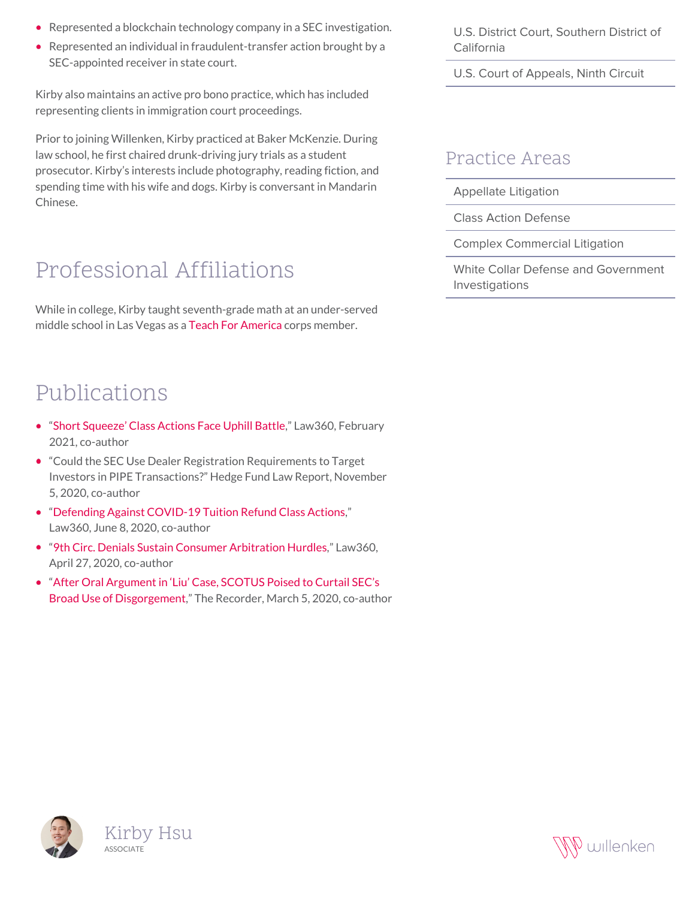- Represented a blockchain technology company in a SEC investigation.
- Represented an individual in fraudulent-transfer action brought by a SEC-appointed receiver in state court.

Kirby also maintains an active pro bono practice, which has included representing clients in immigration court proceedings.

Prior to joining Willenken, Kirby practiced at Baker McKenzie. During law school, he first chaired drunk-driving jury trials as a student prosecutor. Kirby's interests include photography, reading fiction, and spending time with his wife and dogs. Kirby is conversant in Mandarin Chinese.

## Professional Affiliations

While in college, Kirby taught seventh-grade math at an under-served middle school in Las Vegas as a Teach For America corps member.

## Publications

- "Short Squeeze' Class Actions Face Uphill Battle," Law360, February 2021, co-author
- "Could the SEC Use Dealer Registration Requirements to Target Investors in PIPE Transactions?" Hedge Fund Law Report, November 5, 2020, co-author
- "Defending Against COVID-19 Tuition Refund Class Actions," Law360, June 8, 2020, co-author
- "9th Circ. Denials Sustain Consumer Arbitration Hurdles," Law360, April 27, 2020, co-author
- "After Oral Argument in 'Liu' Case, SCOTUS Poised to Curtail SEC's Broad Use of Disgorgement," The Recorder, March 5, 2020, co-author

- U.S. District Court, Southern District of California
- U.S. Court of Appeals, Ninth Circuit

## Practice Areas

- Appellate Litigation
- Class Action Defense
- Complex Commercial Litigation
- White Collar Defense and Government Investigations